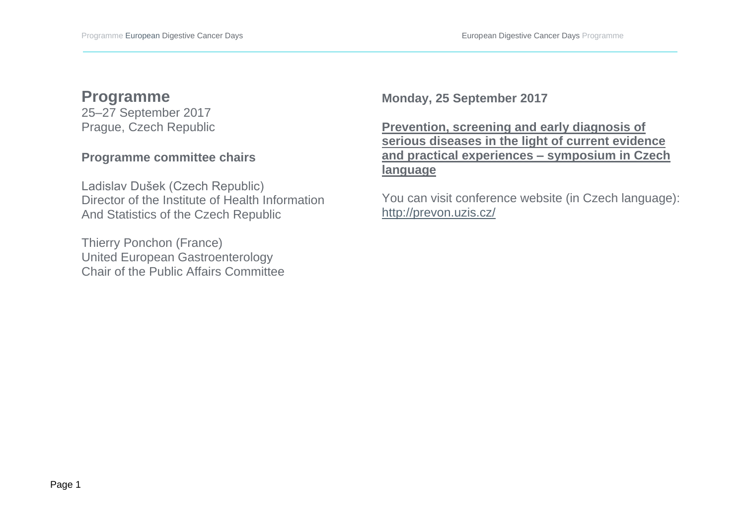# Programme

25–27 September 2017
Prague, Czech Republic

## Programme committee chairs

Ladislav Dušek (Czech Republic)
Director of the Institute of Health Information And Statistics of the Czech Republic

Thierry Ponchon (France)
United European Gastroenterology
Chair of the Public Affairs Committee

## Monday, 25 September 2017

**Prevention, screening and early diagnosis of serious diseases in the light of current evidence and practical experiences – symposium in Czech language**

You can visit conference website (in Czech language): http://prevon.uzis.cz/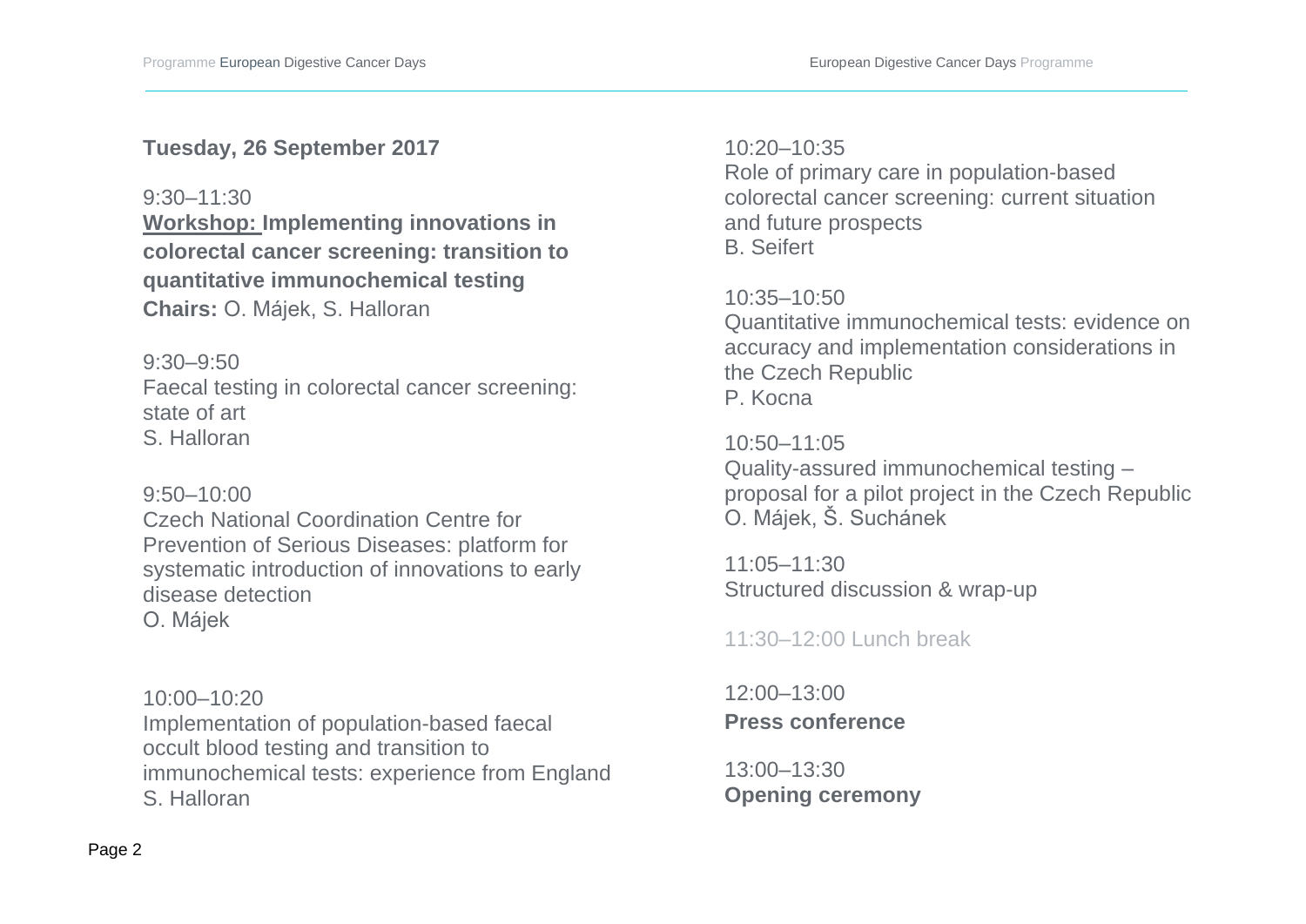**Tuesday, 26 September 2017**

9:30–11:30
**Workshop: Implementing innovations in colorectal cancer screening: transition to quantitative immunochemical testing**
**Chairs:** O. Májek, S. Halloran

9:30–9:50
Faecal testing in colorectal cancer screening: state of art
S. Halloran

9:50–10:00
Czech National Coordination Centre for Prevention of Serious Diseases: platform for systematic introduction of innovations to early disease detection
O. Májek

10:00–10:20
Implementation of population-based faecal occult blood testing and transition to immunochemical tests: experience from England
S. Halloran

10:20–10:35
Role of primary care in population-based colorectal cancer screening: current situation and future prospects
B. Seifert

10:35–10:50
Quantitative immunochemical tests: evidence on accuracy and implementation considerations in the Czech Republic
P. Kocna

10:50–11:05
Quality-assured immunochemical testing – proposal for a pilot project in the Czech Republic
O. Májek, Š. Suchánek

11:05–11:30
Structured discussion & wrap-up

11:30–12:00 Lunch break

12:00–13:00
**Press conference**

13:00–13:30
**Opening ceremony**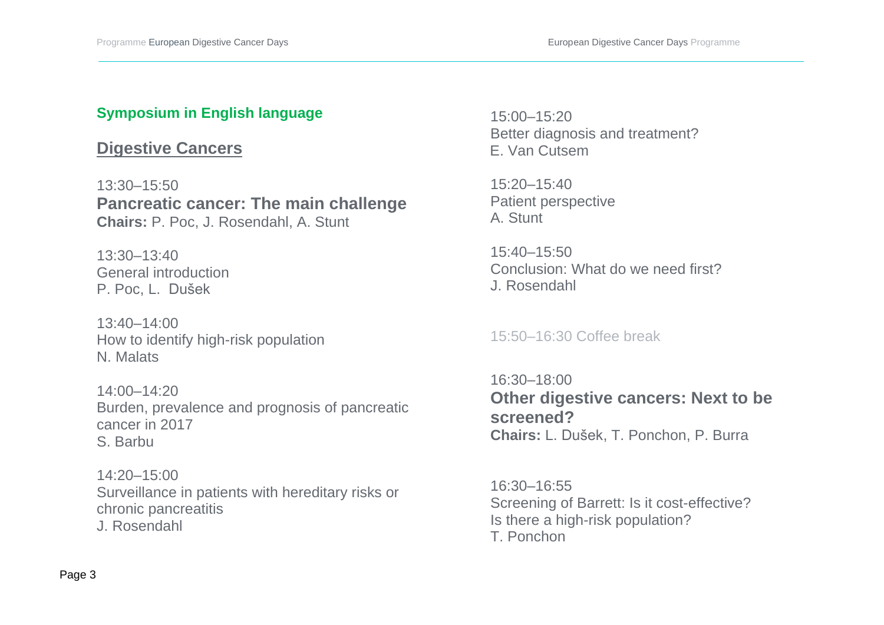**Symposium in English language**

## Digestive Cancers

13:30–15:50
**Pancreatic cancer: The main challenge**
**Chairs:** P. Poc, J. Rosendahl, A. Stunt

13:30–13:40
General introduction
P. Poc, L. Dušek

13:40–14:00
How to identify high-risk population
N. Malats

14:00–14:20
Burden, prevalence and prognosis of pancreatic cancer in 2017
S. Barbu

14:20–15:00
Surveillance in patients with hereditary risks or chronic pancreatitis
J. Rosendahl

15:00–15:20
Better diagnosis and treatment?
E. Van Cutsem

15:20–15:40
Patient perspective
A. Stunt

15:40–15:50
Conclusion: What do we need first?
J. Rosendahl

15:50–16:30 Coffee break

16:30–18:00
**Other digestive cancers: Next to be screened?**
**Chairs:** L. Dušek, T. Ponchon, P. Burra

16:30–16:55
Screening of Barrett: Is it cost-effective? Is there a high-risk population?
T. Ponchon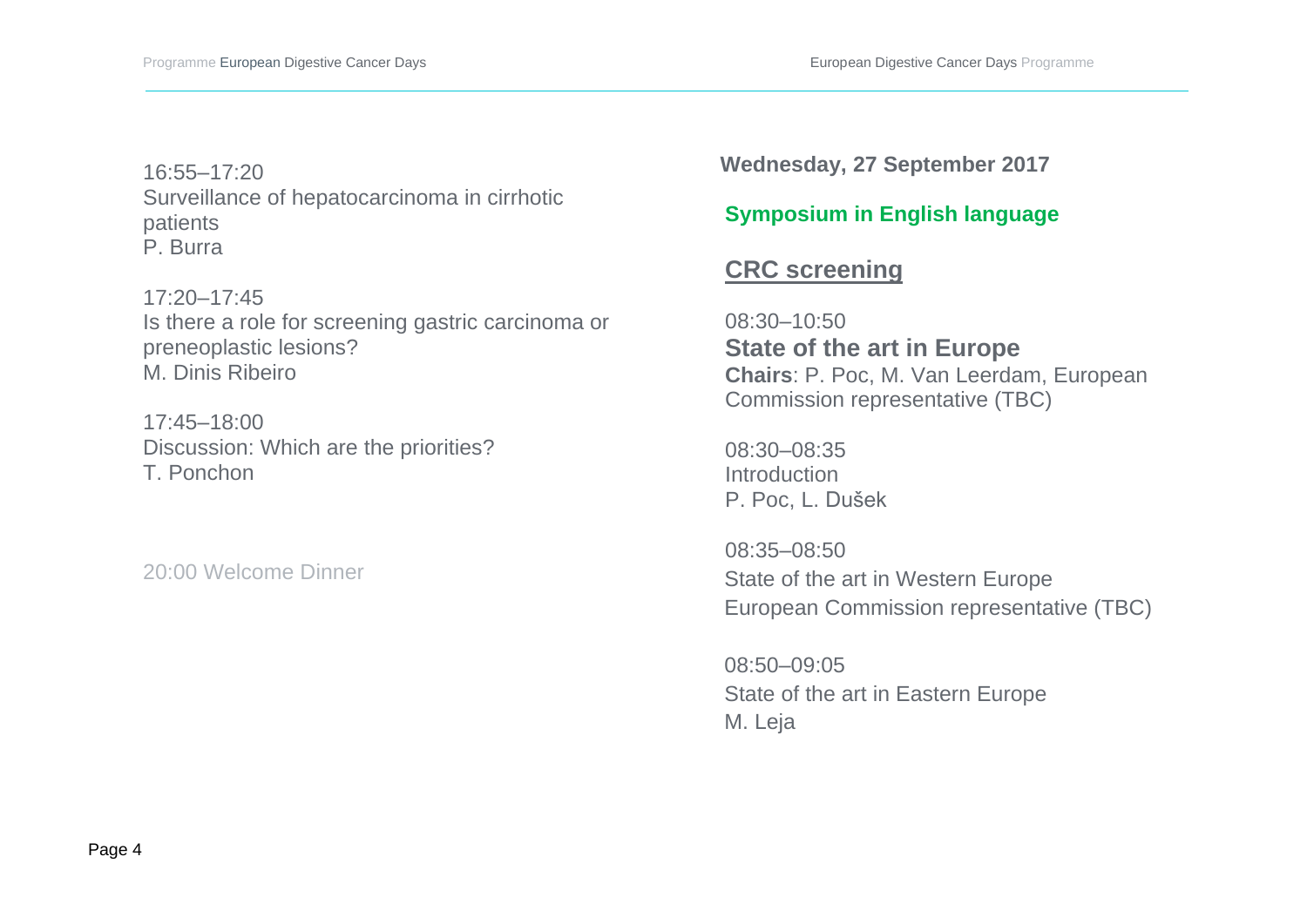16:55–17:20
Surveillance of hepatocarcinoma in cirrhotic patients
P. Burra

17:20–17:45
Is there a role for screening gastric carcinoma or preneoplastic lesions?
M. Dinis Ribeiro

17:45–18:00
Discussion: Which are the priorities?
T. Ponchon

20:00 Welcome Dinner

**Wednesday, 27 September 2017**

**Symposium in English language**

## CRC screening

08:30–10:50
**State of the art in Europe**
**Chairs**: P. Poc, M. Van Leerdam, European Commission representative (TBC)

08:30–08:35
Introduction
P. Poc, L. Dušek

08:35–08:50
State of the art in Western Europe
European Commission representative (TBC)

08:50–09:05
State of the art in Eastern Europe
M. Leja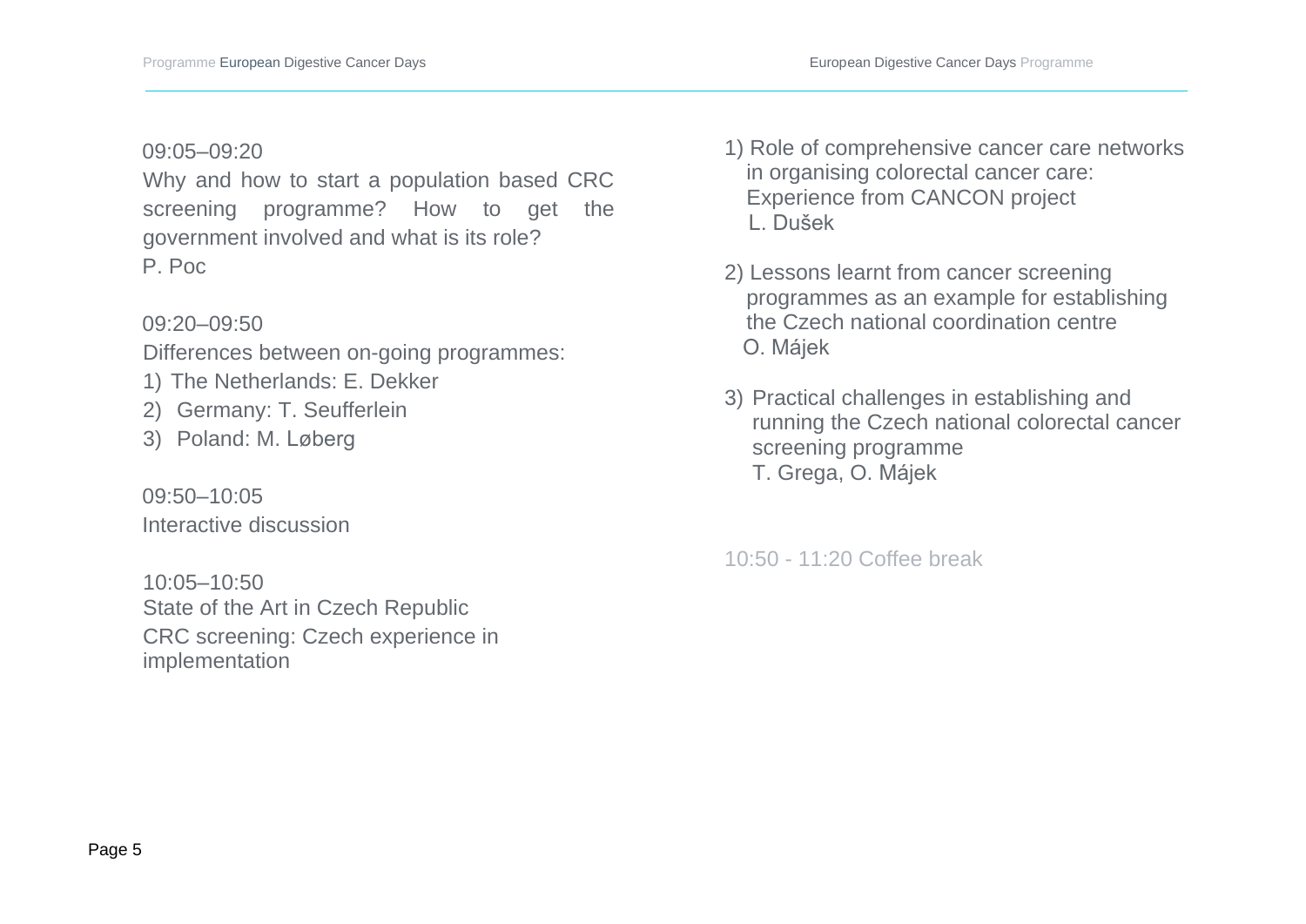09:05–09:20

Why and how to start a population based CRC screening programme? How to get the government involved and what is its role?
P. Poc

09:20–09:50

Differences between on-going programmes:

1) The Netherlands: E. Dekker
2) Germany: T. Seufferlein
3) Poland: M. Løberg

09:50–10:05

Interactive discussion

10:05–10:50

State of the Art in Czech Republic
CRC screening: Czech experience in implementation

1) Role of comprehensive cancer care networks in organising colorectal cancer care: Experience from CANCON project
   L. Dušek

2) Lessons learnt from cancer screening programmes as an example for establishing the Czech national coordination centre
   O. Májek

3) Practical challenges in establishing and running the Czech national colorectal cancer screening programme
   T. Grega, O. Májek

10:50 - 11:20 Coffee break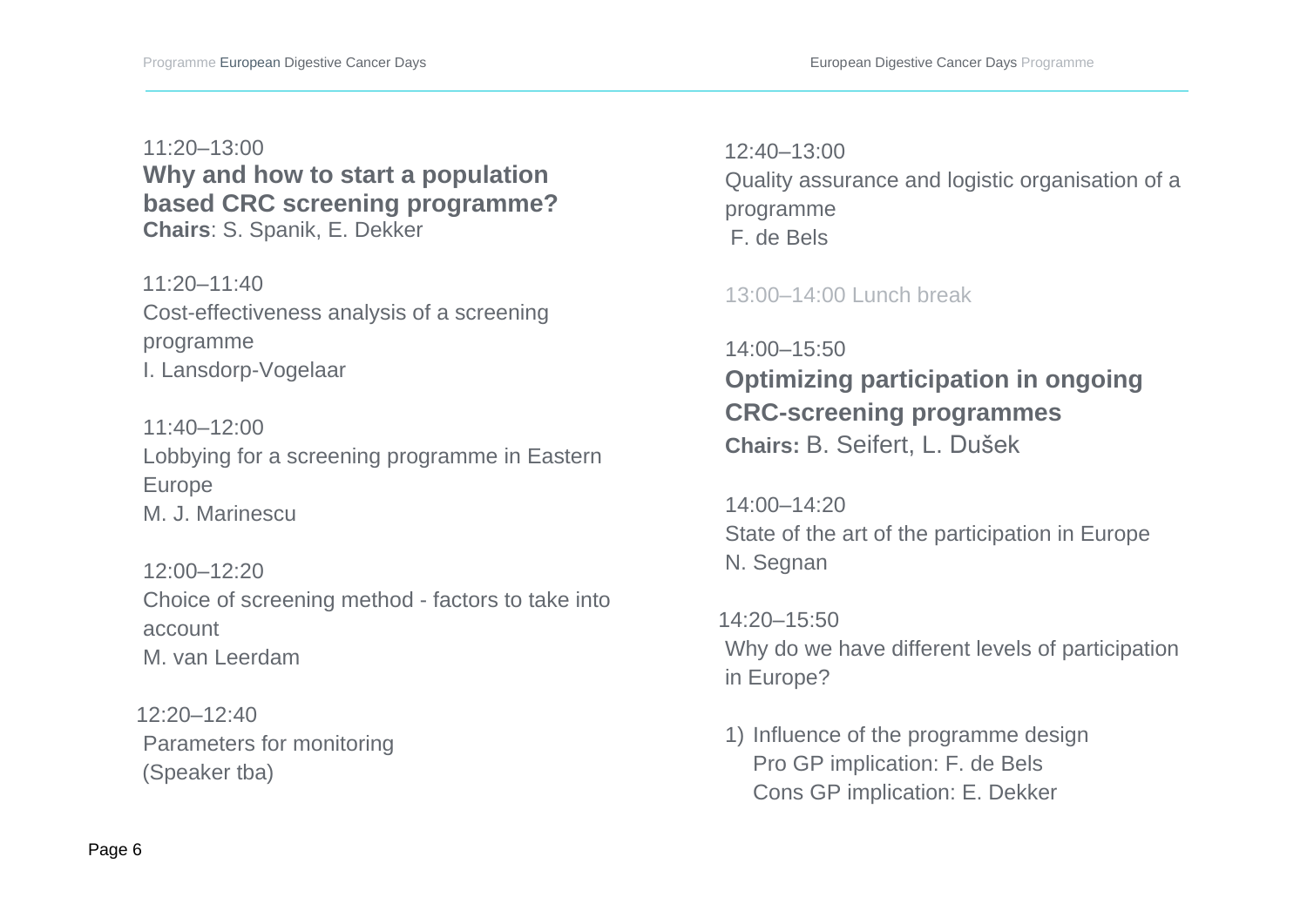11:20–13:00

**Why and how to start a population based CRC screening programme?**

**Chairs**: S. Spanik, E. Dekker

11:20–11:40
Cost-effectiveness analysis of a screening programme
I. Lansdorp-Vogelaar

11:40–12:00
Lobbying for a screening programme in Eastern Europe
M. J. Marinescu

12:00–12:20
Choice of screening method - factors to take into account
M. van Leerdam

12:20–12:40
Parameters for monitoring
(Speaker tba)

12:40–13:00
Quality assurance and logistic organisation of a programme
F. de Bels

13:00–14:00 Lunch break

14:00–15:50

**Optimizing participation in ongoing CRC-screening programmes**

**Chairs:** B. Seifert, L. Dušek

14:00–14:20
State of the art of the participation in Europe
N. Segnan

14:20–15:50
Why do we have different levels of participation in Europe?

1) Influence of the programme design
   Pro GP implication: F. de Bels
   Cons GP implication: E. Dekker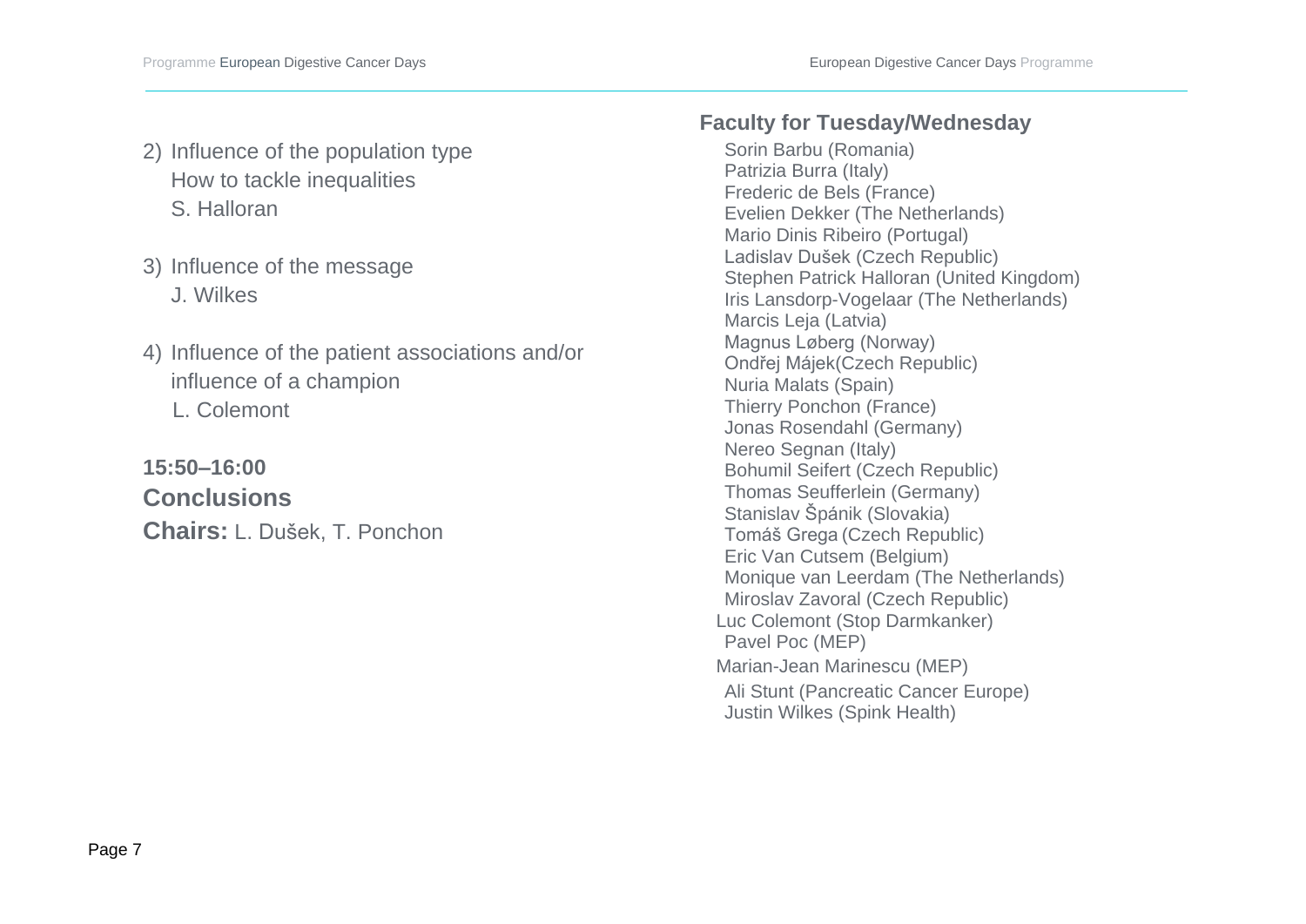2) Influence of the population type
   How to tackle inequalities
   S. Halloran

3) Influence of the message
   J. Wilkes

4) Influence of the patient associations and/or influence of a champion
   L. Colemont

**15:50–16:00**

**Conclusions**

**Chairs:** L. Dušek, T. Ponchon

## Faculty for Tuesday/Wednesday

Sorin Barbu (Romania)
Patrizia Burra (Italy)
Frederic de Bels (France)
Evelien Dekker (The Netherlands)
Mario Dinis Ribeiro (Portugal)
Ladislav Dušek (Czech Republic)
Stephen Patrick Halloran (United Kingdom)
Iris Lansdorp-Vogelaar (The Netherlands)
Marcis Leja (Latvia)
Magnus Løberg (Norway)
Ondřej Májek(Czech Republic)
Nuria Malats (Spain)
Thierry Ponchon (France)
Jonas Rosendahl (Germany)
Nereo Segnan (Italy)
Bohumil Seifert (Czech Republic)
Thomas Seufferlein (Germany)
Stanislav Špánik (Slovakia)
Tomáš Grega (Czech Republic)
Eric Van Cutsem (Belgium)
Monique van Leerdam (The Netherlands)
Miroslav Zavoral (Czech Republic)
Luc Colemont (Stop Darmkanker)
Pavel Poc (MEP)
Marian-Jean Marinescu (MEP)
Ali Stunt (Pancreatic Cancer Europe)
Justin Wilkes (Spink Health)